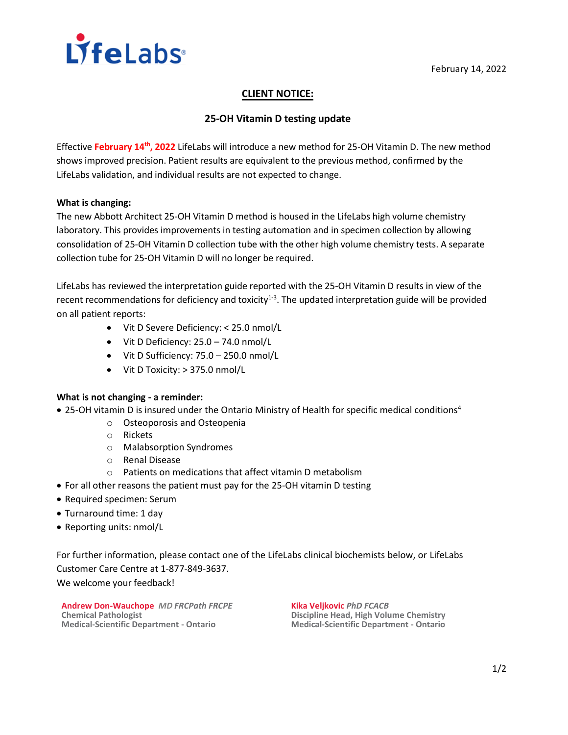LifeLabs

February 14, 2022

## CLIENT NOTICE:

### 25-OH Vitamin D testing update

Effective **February 14th, 2022** LifeLabs will introduce a new method for 25-OH Vitamin D. The new method shows improved precision. Patient results are equivalent to the previous method, confirmed by the LifeLabs validation, and individual results are not expected to change.

**What is changing:**

The new Abbott Architect 25-OH Vitamin D method is housed in the LifeLabs high volume chemistry laboratory. This provides improvements in testing automation and in specimen collection by allowing consolidation of 25-OH Vitamin D collection tube with the other high volume chemistry tests. A separate collection tube for 25-OH Vitamin D will no longer be required.

LifeLabs has reviewed the interpretation guide reported with the 25-OH Vitamin D results in view of the recent recommendations for deficiency and toxicity[1-3]. The updated interpretation guide will be provided on all patient reports:

- Vit D Severe Deficiency: < 25.0 nmol/L
- Vit D Deficiency: 25.0 – 74.0 nmol/L
- Vit D Sufficiency: 75.0 – 250.0 nmol/L
- Vit D Toxicity: > 375.0 nmol/L

**What is not changing - a reminder:**

- 25-OH vitamin D is insured under the Ontario Ministry of Health for specific medical conditions[4]
  - Osteoporosis and Osteopenia
  - Rickets
  - Malabsorption Syndromes
  - Renal Disease
  - Patients on medications that affect vitamin D metabolism
- For all other reasons the patient must pay for the 25-OH vitamin D testing
- Required specimen: Serum
- Turnaround time: 1 day
- Reporting units: nmol/L

For further information, please contact one of the LifeLabs clinical biochemists below, or LifeLabs Customer Care Centre at 1-877-849-3637.
We welcome your feedback!

**Andrew Don-Wauchope** *MD FRCPath FRCPE*
**Chemical Pathologist**
**Medical-Scientific Department - Ontario**

**Kika Veljkovic** *PhD FCACB*
**Discipline Head, High Volume Chemistry**
**Medical-Scientific Department - Ontario**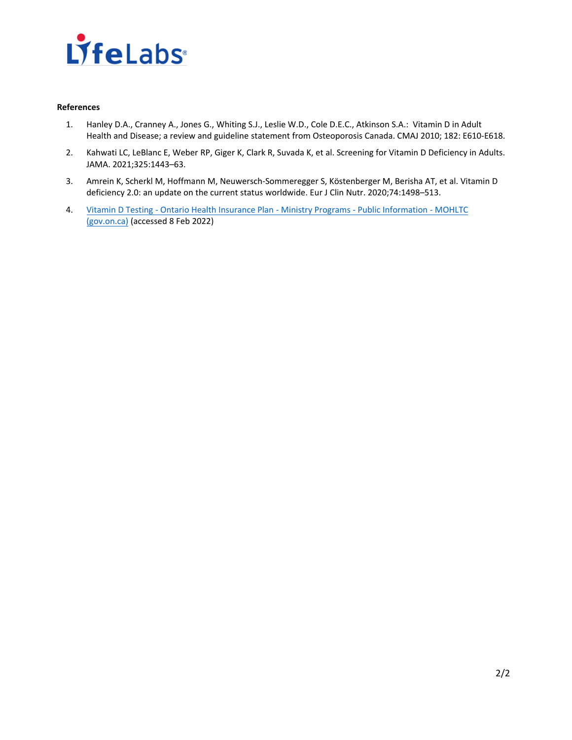**References**

1. Hanley D.A., Cranney A., Jones G., Whiting S.J., Leslie W.D., Cole D.E.C., Atkinson S.A.: Vitamin D in Adult Health and Disease; a review and guideline statement from Osteoporosis Canada. CMAJ 2010; 182: E610-E618.
2. Kahwati LC, LeBlanc E, Weber RP, Giger K, Clark R, Suvada K, et al. Screening for Vitamin D Deficiency in Adults. JAMA. 2021;325:1443–63.
3. Amrein K, Scherkl M, Hoffmann M, Neuwersch-Sommeregger S, Köstenberger M, Berisha AT, et al. Vitamin D deficiency 2.0: an update on the current status worldwide. Eur J Clin Nutr. 2020;74:1498–513.
4. Vitamin D Testing - Ontario Health Insurance Plan - Ministry Programs - Public Information - MOHLTC (gov.on.ca) (accessed 8 Feb 2022)